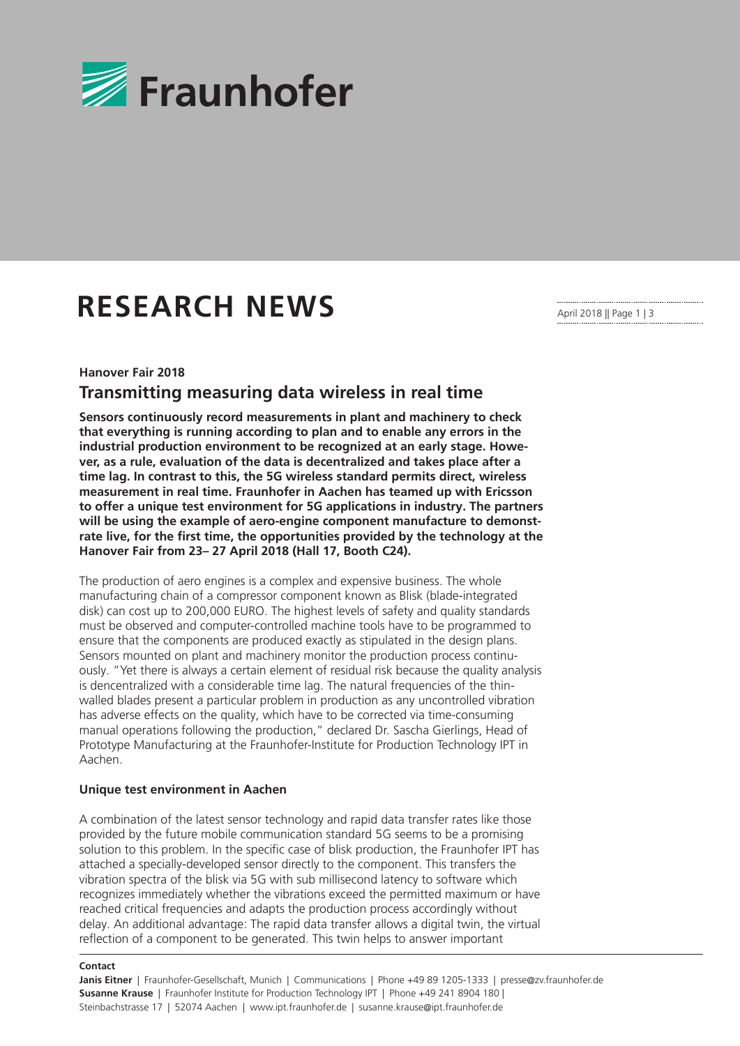# RESEARCH NEWS

April 2018 || Page 1 | 3

**Hanover Fair 2018**

## Transmitting measuring data wireless in real time

**Sensors continuously record measurements in plant and machinery to check that everything is running according to plan and to enable any errors in the industrial production environment to be recognized at an early stage. However, as a rule, evaluation of the data is decentralized and takes place after a time lag. In contrast to this, the 5G wireless standard permits direct, wireless measurement in real time. Fraunhofer in Aachen has teamed up with Ericsson to offer a unique test environment for 5G applications in industry. The partners will be using the example of aero-engine component manufacture to demonstrate live, for the first time, the opportunities provided by the technology at the Hanover Fair from 23– 27 April 2018 (Hall 17, Booth C24).**

The production of aero engines is a complex and expensive business. The whole manufacturing chain of a compressor component known as Blisk (blade-integrated disk) can cost up to 200,000 EURO. The highest levels of safety and quality standards must be observed and computer-controlled machine tools have to be programmed to ensure that the components are produced exactly as stipulated in the design plans. Sensors mounted on plant and machinery monitor the production process continuously. "Yet there is always a certain element of residual risk because the quality analysis is dencentralized with a considerable time lag. The natural frequencies of the thin-walled blades present a particular problem in production as any uncontrolled vibration has adverse effects on the quality, which have to be corrected via time-consuming manual operations following the production," declared Dr. Sascha Gierlings, Head of Prototype Manufacturing at the Fraunhofer-Institute for Production Technology IPT in Aachen.

**Unique test environment in Aachen**

A combination of the latest sensor technology and rapid data transfer rates like those provided by the future mobile communication standard 5G seems to be a promising solution to this problem. In the specific case of blisk production, the Fraunhofer IPT has attached a specially-developed sensor directly to the component. This transfers the vibration spectra of the blisk via 5G with sub millisecond latency to software which recognizes immediately whether the vibrations exceed the permitted maximum or have reached critical frequencies and adapts the production process accordingly without delay. An additional advantage: The rapid data transfer allows a digital twin, the virtual reflection of a component to be generated. This twin helps to answer important

**Contact**

**Janis Eitner** | Fraunhofer-Gesellschaft, Munich | Communications | Phone +49 89 1205-1333 | presse@zv.fraunhofer.de
**Susanne Krause** | Fraunhofer Institute for Production Technology IPT | Phone +49 241 8904 180 | Steinbachstrasse 17 | 52074 Aachen | www.ipt.fraunhofer.de | susanne.krause@ipt.fraunhofer.de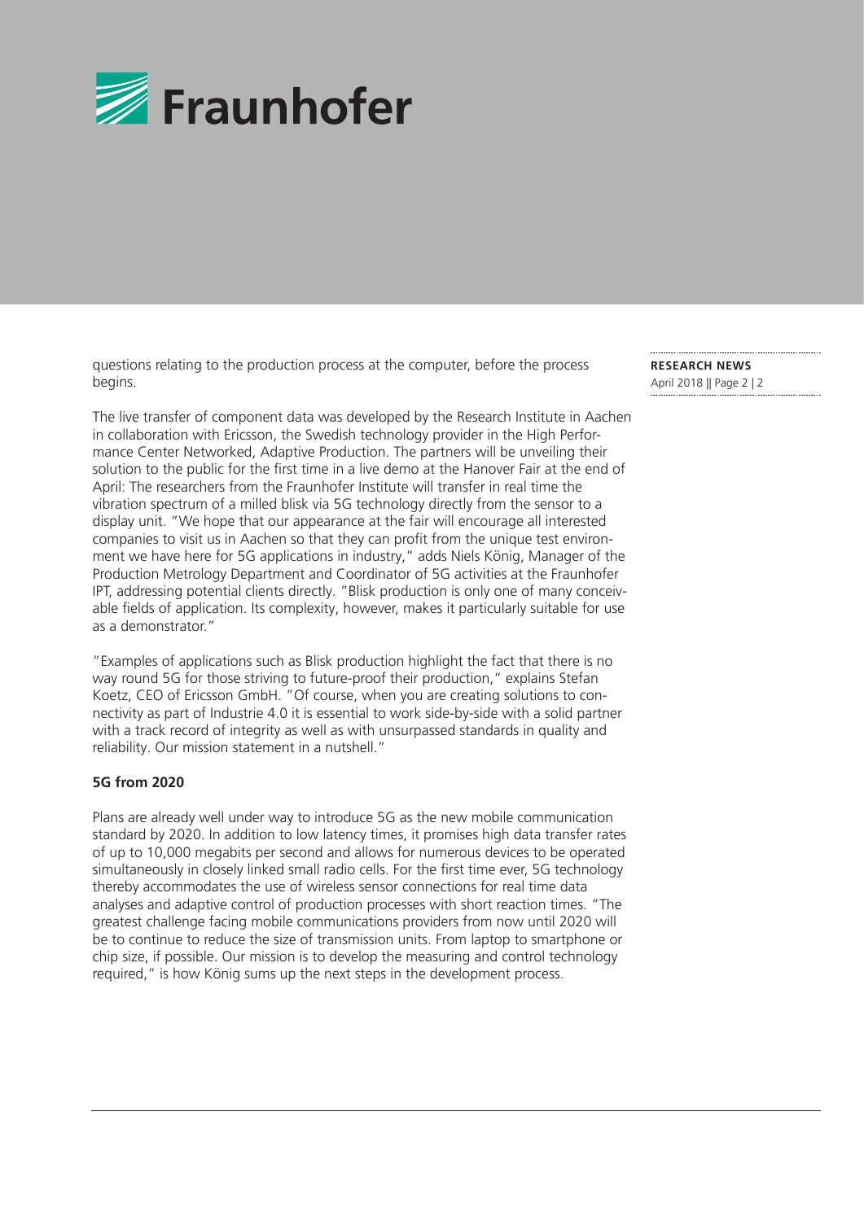questions relating to the production process at the computer, before the process begins.

The live transfer of component data was developed by the Research Institute in Aachen in collaboration with Ericsson, the Swedish technology provider in the High Performance Center Networked, Adaptive Production. The partners will be unveiling their solution to the public for the first time in a live demo at the Hanover Fair at the end of April: The researchers from the Fraunhofer Institute will transfer in real time the vibration spectrum of a milled blisk via 5G technology directly from the sensor to a display unit. "We hope that our appearance at the fair will encourage all interested companies to visit us in Aachen so that they can profit from the unique test environment we have here for 5G applications in industry," adds Niels König, Manager of the Production Metrology Department and Coordinator of 5G activities at the Fraunhofer IPT, addressing potential clients directly. "Blisk production is only one of many conceivable fields of application. Its complexity, however, makes it particularly suitable for use as a demonstrator."

"Examples of applications such as Blisk production highlight the fact that there is no way round 5G for those striving to future-proof their production," explains Stefan Koetz, CEO of Ericsson GmbH. "Of course, when you are creating solutions to connectivity as part of Industrie 4.0 it is essential to work side-by-side with a solid partner with a track record of integrity as well as with unsurpassed standards in quality and reliability. Our mission statement in a nutshell."

**5G from 2020**

Plans are already well under way to introduce 5G as the new mobile communication standard by 2020. In addition to low latency times, it promises high data transfer rates of up to 10,000 megabits per second and allows for numerous devices to be operated simultaneously in closely linked small radio cells. For the first time ever, 5G technology thereby accommodates the use of wireless sensor connections for real time data analyses and adaptive control of production processes with short reaction times. "The greatest challenge facing mobile communications providers from now until 2020 will be to continue to reduce the size of transmission units. From laptop to smartphone or chip size, if possible. Our mission is to develop the measuring and control technology required," is how König sums up the next steps in the development process.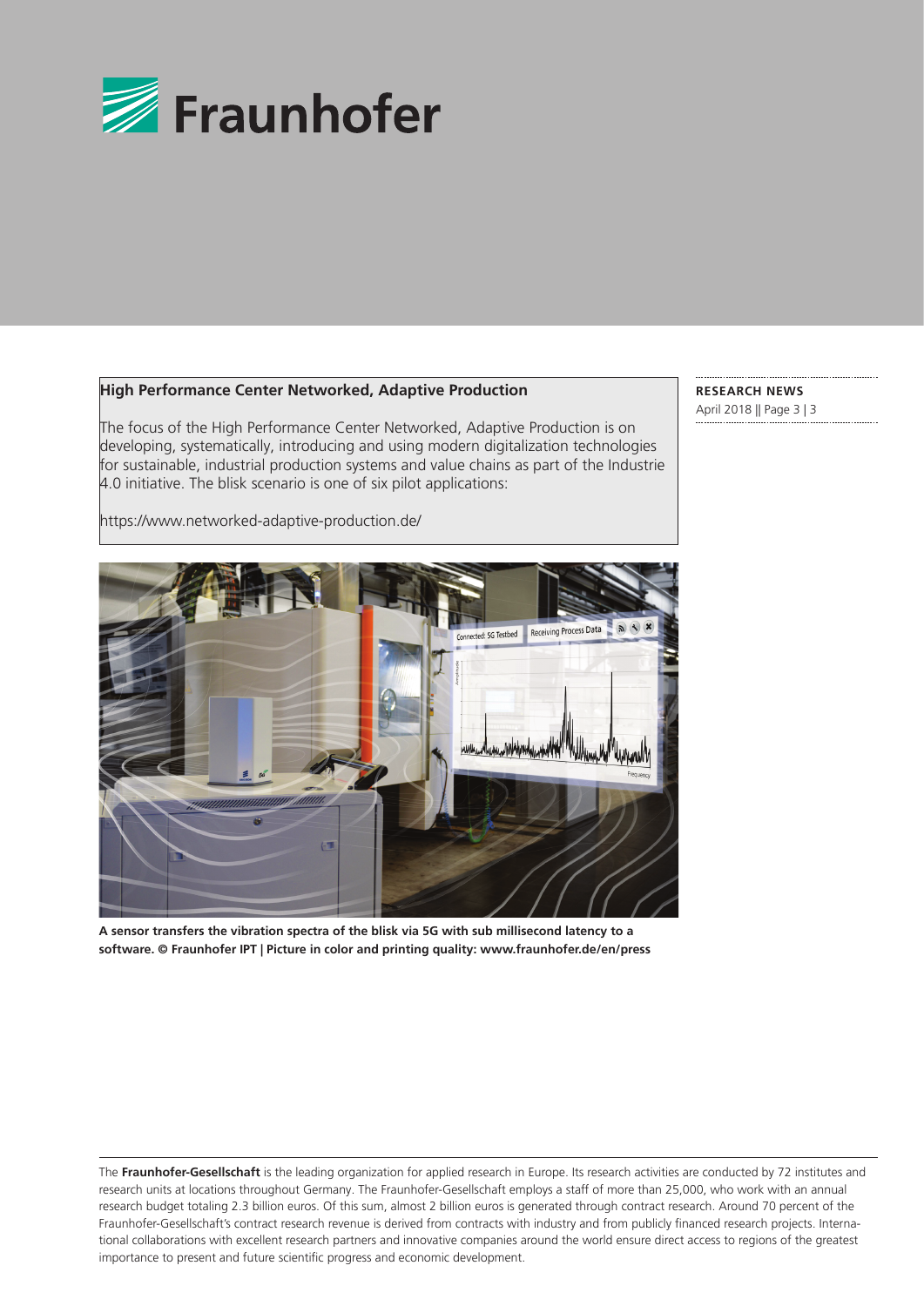### High Performance Center Networked, Adaptive Production

The focus of the High Performance Center Networked, Adaptive Production is on developing, systematically, introducing and using modern digitalization technologies for sustainable, industrial production systems and value chains as part of the Industrie 4.0 initiative. The blisk scenario is one of six pilot applications:

https://www.networked-adaptive-production.de/

**A sensor transfers the vibration spectra of the blisk via 5G with sub millisecond latency to a software. © Fraunhofer IPT | Picture in color and printing quality: www.fraunhofer.de/en/press**

The **Fraunhofer-Gesellschaft** is the leading organization for applied research in Europe. Its research activities are conducted by 72 institutes and research units at locations throughout Germany. The Fraunhofer-Gesellschaft employs a staff of more than 25,000, who work with an annual research budget totaling 2.3 billion euros. Of this sum, almost 2 billion euros is generated through contract research. Around 70 percent of the Fraunhofer-Gesellschaft's contract research revenue is derived from contracts with industry and from publicly financed research projects. International collaborations with excellent research partners and innovative companies around the world ensure direct access to regions of the greatest importance to present and future scientific progress and economic development.